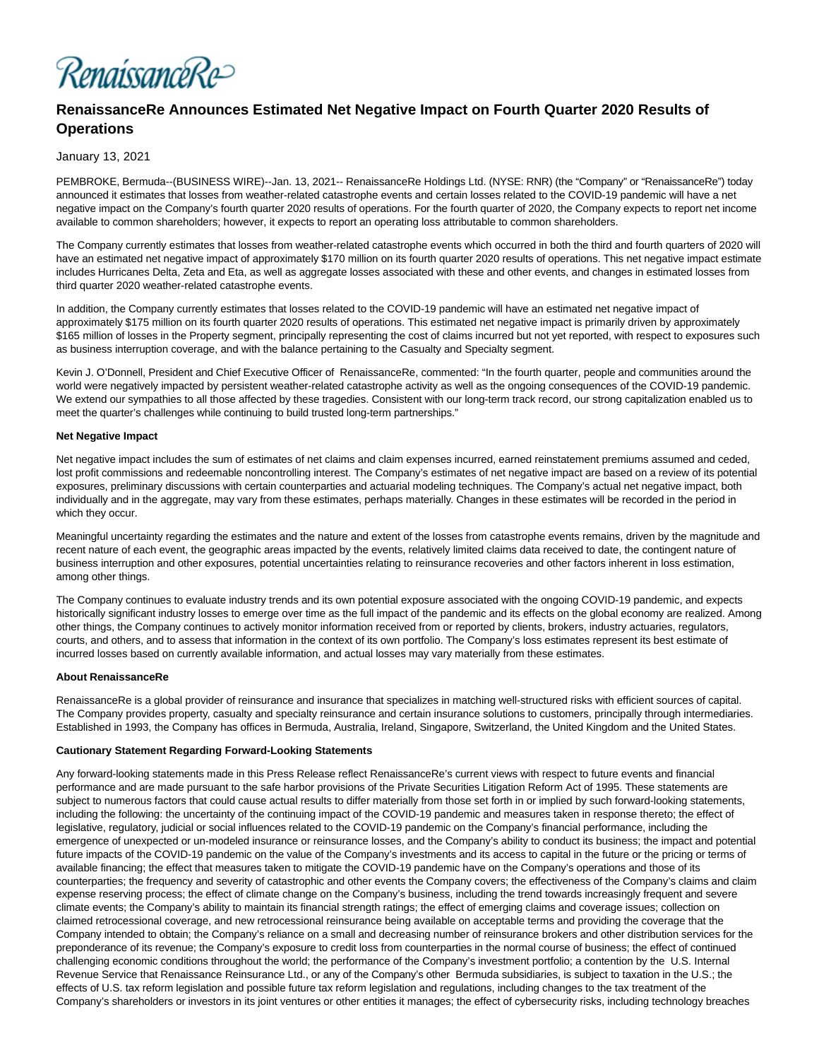RenaissanceRe

# RenaissanceRe Announces Estimated Net Negative Impact on Fourth Quarter 2020 Results of Operations

January 13, 2021

PEMBROKE, Bermuda--(BUSINESS WIRE)--Jan. 13, 2021-- RenaissanceRe Holdings Ltd. (NYSE: RNR) (the "Company" or "RenaissanceRe") today announced it estimates that losses from weather-related catastrophe events and certain losses related to the COVID-19 pandemic will have a net negative impact on the Company's fourth quarter 2020 results of operations. For the fourth quarter of 2020, the Company expects to report net income available to common shareholders; however, it expects to report an operating loss attributable to common shareholders.

The Company currently estimates that losses from weather-related catastrophe events which occurred in both the third and fourth quarters of 2020 will have an estimated net negative impact of approximately $170 million on its fourth quarter 2020 results of operations. This net negative impact estimate includes Hurricanes Delta, Zeta and Eta, as well as aggregate losses associated with these and other events, and changes in estimated losses from third quarter 2020 weather-related catastrophe events.

In addition, the Company currently estimates that losses related to the COVID-19 pandemic will have an estimated net negative impact of approximately $175 million on its fourth quarter 2020 results of operations. This estimated net negative impact is primarily driven by approximately $165 million of losses in the Property segment, principally representing the cost of claims incurred but not yet reported, with respect to exposures such as business interruption coverage, and with the balance pertaining to the Casualty and Specialty segment.

Kevin J. O'Donnell, President and Chief Executive Officer of RenaissanceRe, commented: "In the fourth quarter, people and communities around the world were negatively impacted by persistent weather-related catastrophe activity as well as the ongoing consequences of the COVID-19 pandemic. We extend our sympathies to all those affected by these tragedies. Consistent with our long-term track record, our strong capitalization enabled us to meet the quarter's challenges while continuing to build trusted long-term partnerships."

**Net Negative Impact**

Net negative impact includes the sum of estimates of net claims and claim expenses incurred, earned reinstatement premiums assumed and ceded, lost profit commissions and redeemable noncontrolling interest. The Company's estimates of net negative impact are based on a review of its potential exposures, preliminary discussions with certain counterparties and actuarial modeling techniques. The Company's actual net negative impact, both individually and in the aggregate, may vary from these estimates, perhaps materially. Changes in these estimates will be recorded in the period in which they occur.

Meaningful uncertainty regarding the estimates and the nature and extent of the losses from catastrophe events remains, driven by the magnitude and recent nature of each event, the geographic areas impacted by the events, relatively limited claims data received to date, the contingent nature of business interruption and other exposures, potential uncertainties relating to reinsurance recoveries and other factors inherent in loss estimation, among other things.

The Company continues to evaluate industry trends and its own potential exposure associated with the ongoing COVID-19 pandemic, and expects historically significant industry losses to emerge over time as the full impact of the pandemic and its effects on the global economy are realized. Among other things, the Company continues to actively monitor information received from or reported by clients, brokers, industry actuaries, regulators, courts, and others, and to assess that information in the context of its own portfolio. The Company's loss estimates represent its best estimate of incurred losses based on currently available information, and actual losses may vary materially from these estimates.

**About RenaissanceRe**

RenaissanceRe is a global provider of reinsurance and insurance that specializes in matching well-structured risks with efficient sources of capital. The Company provides property, casualty and specialty reinsurance and certain insurance solutions to customers, principally through intermediaries. Established in 1993, the Company has offices in Bermuda, Australia, Ireland, Singapore, Switzerland, the United Kingdom and the United States.

**Cautionary Statement Regarding Forward-Looking Statements**

Any forward-looking statements made in this Press Release reflect RenaissanceRe's current views with respect to future events and financial performance and are made pursuant to the safe harbor provisions of the Private Securities Litigation Reform Act of 1995. These statements are subject to numerous factors that could cause actual results to differ materially from those set forth in or implied by such forward-looking statements, including the following: the uncertainty of the continuing impact of the COVID-19 pandemic and measures taken in response thereto; the effect of legislative, regulatory, judicial or social influences related to the COVID-19 pandemic on the Company's financial performance, including the emergence of unexpected or un-modeled insurance or reinsurance losses, and the Company's ability to conduct its business; the impact and potential future impacts of the COVID-19 pandemic on the value of the Company's investments and its access to capital in the future or the pricing or terms of available financing; the effect that measures taken to mitigate the COVID-19 pandemic have on the Company's operations and those of its counterparties; the frequency and severity of catastrophic and other events the Company covers; the effectiveness of the Company's claims and claim expense reserving process; the effect of climate change on the Company's business, including the trend towards increasingly frequent and severe climate events; the Company's ability to maintain its financial strength ratings; the effect of emerging claims and coverage issues; collection on claimed retrocessional coverage, and new retrocessional reinsurance being available on acceptable terms and providing the coverage that the Company intended to obtain; the Company's reliance on a small and decreasing number of reinsurance brokers and other distribution services for the preponderance of its revenue; the Company's exposure to credit loss from counterparties in the normal course of business; the effect of continued challenging economic conditions throughout the world; the performance of the Company's investment portfolio; a contention by the U.S. Internal Revenue Service that Renaissance Reinsurance Ltd., or any of the Company's other Bermuda subsidiaries, is subject to taxation in the U.S.; the effects of U.S. tax reform legislation and possible future tax reform legislation and regulations, including changes to the tax treatment of the Company's shareholders or investors in its joint ventures or other entities it manages; the effect of cybersecurity risks, including technology breaches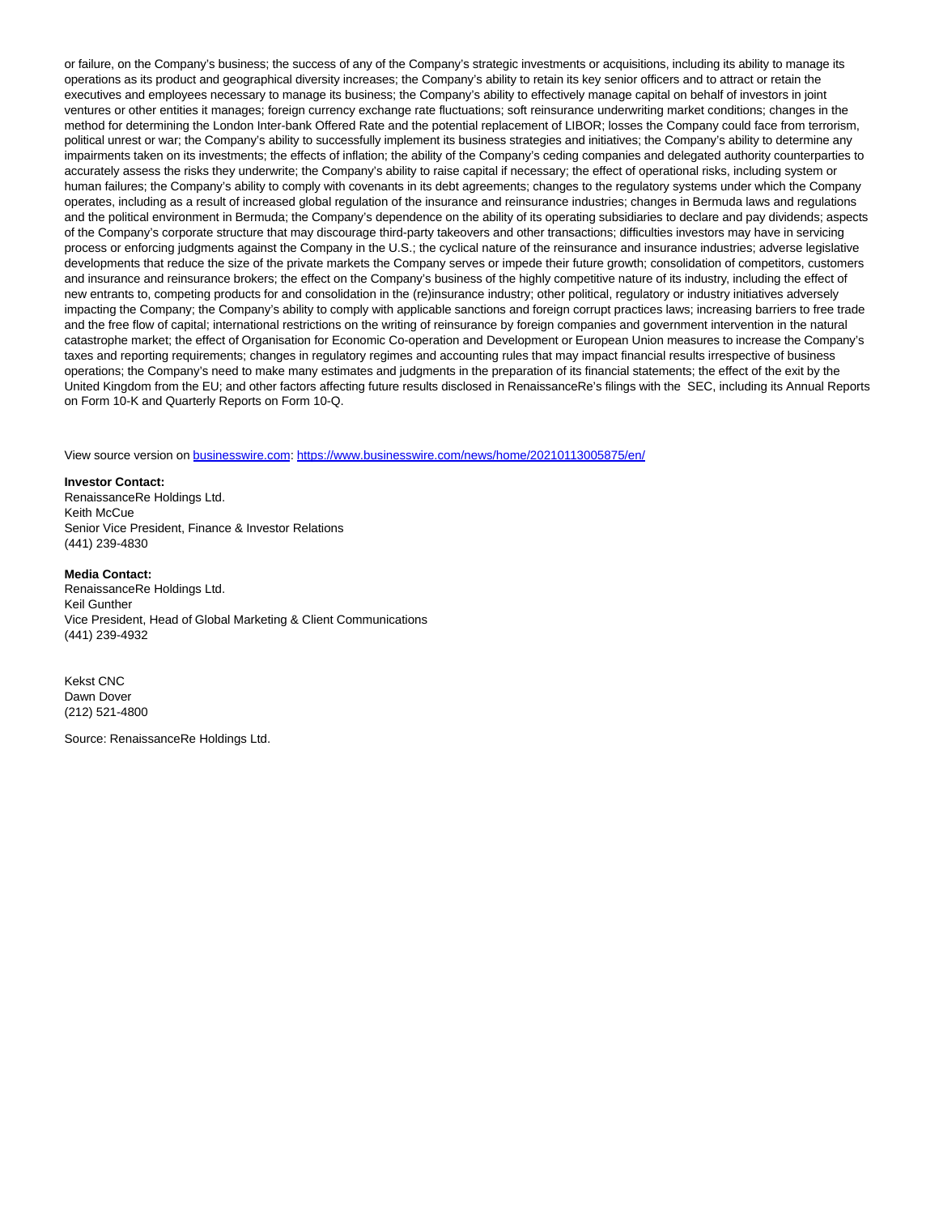or failure, on the Company's business; the success of any of the Company's strategic investments or acquisitions, including its ability to manage its operations as its product and geographical diversity increases; the Company's ability to retain its key senior officers and to attract or retain the executives and employees necessary to manage its business; the Company's ability to effectively manage capital on behalf of investors in joint ventures or other entities it manages; foreign currency exchange rate fluctuations; soft reinsurance underwriting market conditions; changes in the method for determining the London Inter-bank Offered Rate and the potential replacement of LIBOR; losses the Company could face from terrorism, political unrest or war; the Company's ability to successfully implement its business strategies and initiatives; the Company's ability to determine any impairments taken on its investments; the effects of inflation; the ability of the Company's ceding companies and delegated authority counterparties to accurately assess the risks they underwrite; the Company's ability to raise capital if necessary; the effect of operational risks, including system or human failures; the Company's ability to comply with covenants in its debt agreements; changes to the regulatory systems under which the Company operates, including as a result of increased global regulation of the insurance and reinsurance industries; changes in Bermuda laws and regulations and the political environment in Bermuda; the Company's dependence on the ability of its operating subsidiaries to declare and pay dividends; aspects of the Company's corporate structure that may discourage third-party takeovers and other transactions; difficulties investors may have in servicing process or enforcing judgments against the Company in the U.S.; the cyclical nature of the reinsurance and insurance industries; adverse legislative developments that reduce the size of the private markets the Company serves or impede their future growth; consolidation of competitors, customers and insurance and reinsurance brokers; the effect on the Company's business of the highly competitive nature of its industry, including the effect of new entrants to, competing products for and consolidation in the (re)insurance industry; other political, regulatory or industry initiatives adversely impacting the Company; the Company's ability to comply with applicable sanctions and foreign corrupt practices laws; increasing barriers to free trade and the free flow of capital; international restrictions on the writing of reinsurance by foreign companies and government intervention in the natural catastrophe market; the effect of Organisation for Economic Co-operation and Development or European Union measures to increase the Company's taxes and reporting requirements; changes in regulatory regimes and accounting rules that may impact financial results irrespective of business operations; the Company's need to make many estimates and judgments in the preparation of its financial statements; the effect of the exit by the United Kingdom from the EU; and other factors affecting future results disclosed in RenaissanceRe's filings with the SEC, including its Annual Reports on Form 10-K and Quarterly Reports on Form 10-Q.

View source version on businesswire.com: https://www.businesswire.com/news/home/20210113005875/en/

**Investor Contact:**
RenaissanceRe Holdings Ltd.
Keith McCue
Senior Vice President, Finance & Investor Relations
(441) 239-4830

**Media Contact:**
RenaissanceRe Holdings Ltd.
Keil Gunther
Vice President, Head of Global Marketing & Client Communications
(441) 239-4932

Kekst CNC
Dawn Dover
(212) 521-4800

Source: RenaissanceRe Holdings Ltd.